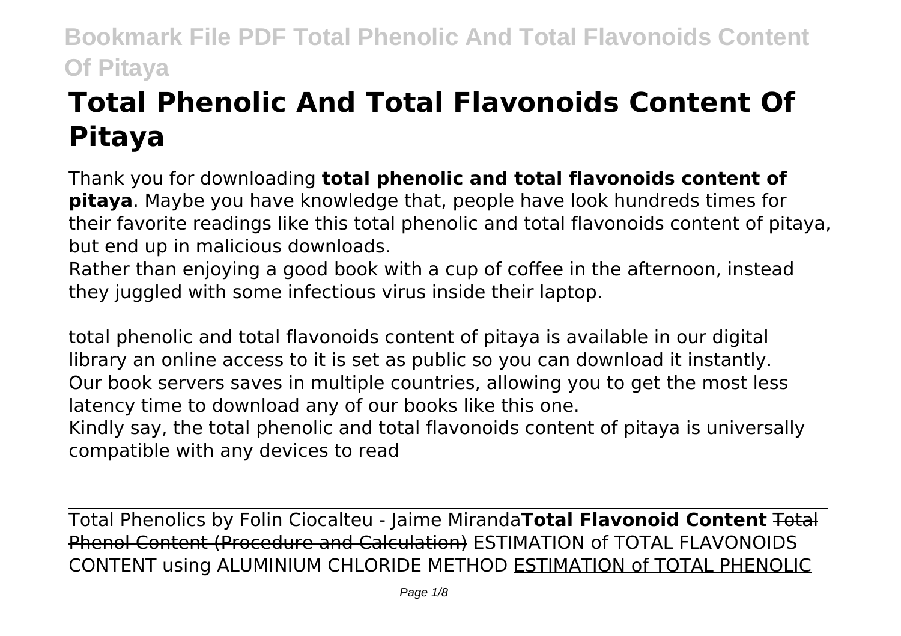# Total Phenolic And Total Flavonoids Content Of Pitaya

Thank you for downloading **total phenolic and total flavonoids content of pitaya**. Maybe you have knowledge that, people have look hundreds times for their favorite readings like this total phenolic and total flavonoids content of pitaya, but end up in malicious downloads.

Rather than enjoying a good book with a cup of coffee in the afternoon, instead they juggled with some infectious virus inside their laptop.

total phenolic and total flavonoids content of pitaya is available in our digital library an online access to it is set as public so you can download it instantly. Our book servers saves in multiple countries, allowing you to get the most less latency time to download any of our books like this one.

Kindly say, the total phenolic and total flavonoids content of pitaya is universally compatible with any devices to read

Total Phenolics by Folin Ciocalteu - Jaime Miranda **Total Flavonoid Content** ~~Total Phenol Content (Procedure and Calculation)~~ ESTIMATION of TOTAL FLAVONOIDS CONTENT using ALUMINIUM CHLORIDE METHOD ESTIMATION of TOTAL PHENOLIC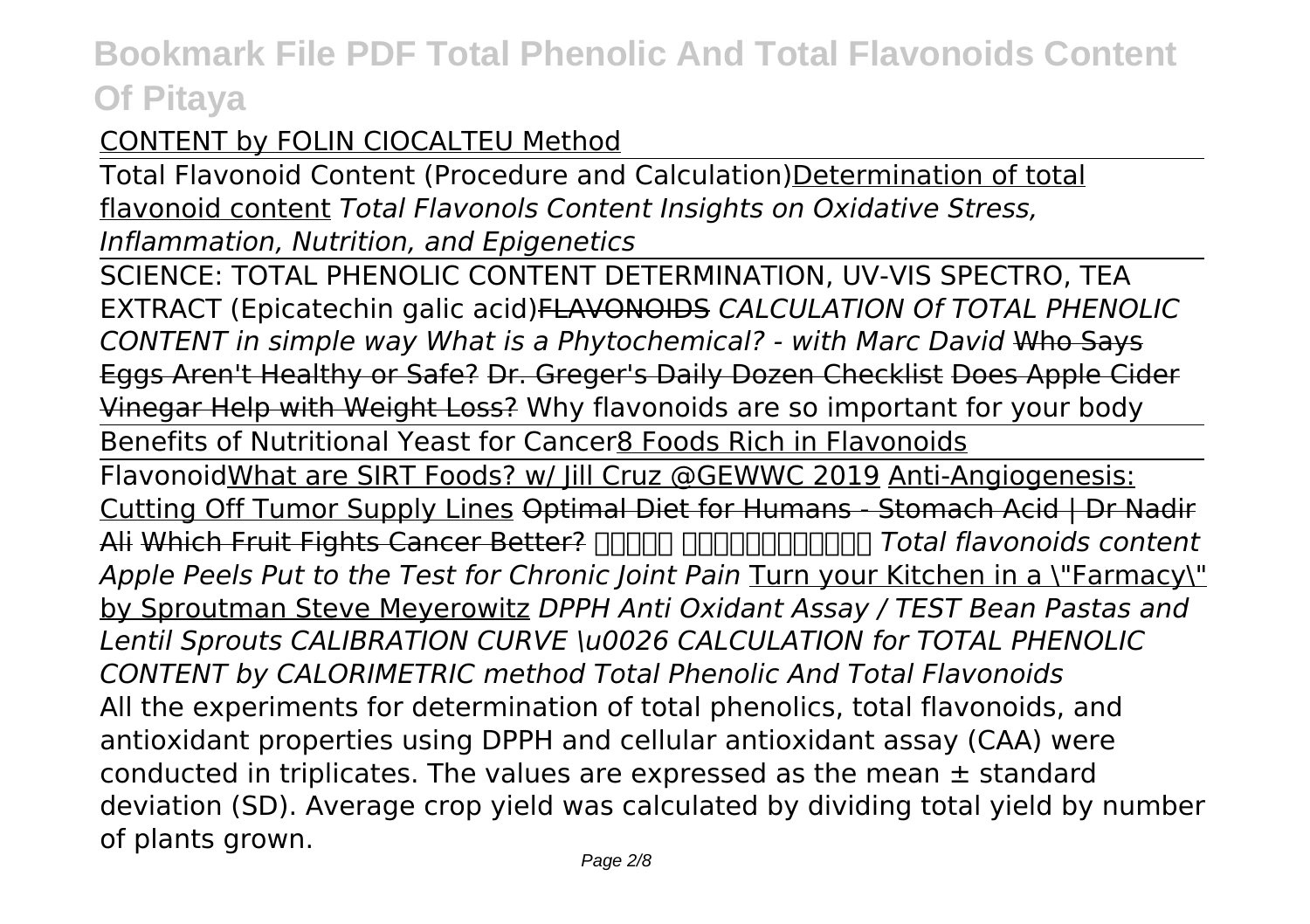CONTENT by FOLIN CIOCALTEU Method

Total Flavonoid Content (Procedure and Calculation) Determination of total flavonoid content *Total Flavonols Content Insights on Oxidative Stress, Inflammation, Nutrition, and Epigenetics*

SCIENCE: TOTAL PHENOLIC CONTENT DETERMINATION, UV-VIS SPECTRO, TEA EXTRACT (Epicatechin galic acid) ~~FLAVONOIDS~~ *CALCULATION Of TOTAL PHENOLIC CONTENT in simple way What is a Phytochemical? - with Marc David* ~~Who Says Eggs Aren't Healthy or Safe?~~ ~~Dr. Greger's Daily Dozen Checklist~~ ~~Does Apple Cider Vinegar Help with Weight Loss?~~ Why flavonoids are so important for your body

Benefits of Nutritional Yeast for Cancer 8 Foods Rich in Flavonoids

Flavonoid What are SIRT Foods? w/ Jill Cruz @GEWWC 2019 Anti-Angiogenesis: Cutting Off Tumor Supply Lines ~~Optimal Diet for Humans - Stomach Acid | Dr Nadir Ali~~ ~~Which Fruit Fights Cancer Better?~~ ????? ??????????? *Total flavonoids content Apple Peels Put to the Test for Chronic Joint Pain* Turn your Kitchen in a "Farmacy" by Sproutman Steve Meyerowitz *DPPH Anti Oxidant Assay / TEST Bean Pastas and Lentil Sprouts CALIBRATION CURVE \u0026 CALCULATION for TOTAL PHENOLIC CONTENT by CALORIMETRIC method Total Phenolic And Total Flavonoids*

All the experiments for determination of total phenolics, total flavonoids, and antioxidant properties using DPPH and cellular antioxidant assay (CAA) were conducted in triplicates. The values are expressed as the mean ± standard deviation (SD). Average crop yield was calculated by dividing total yield by number of plants grown.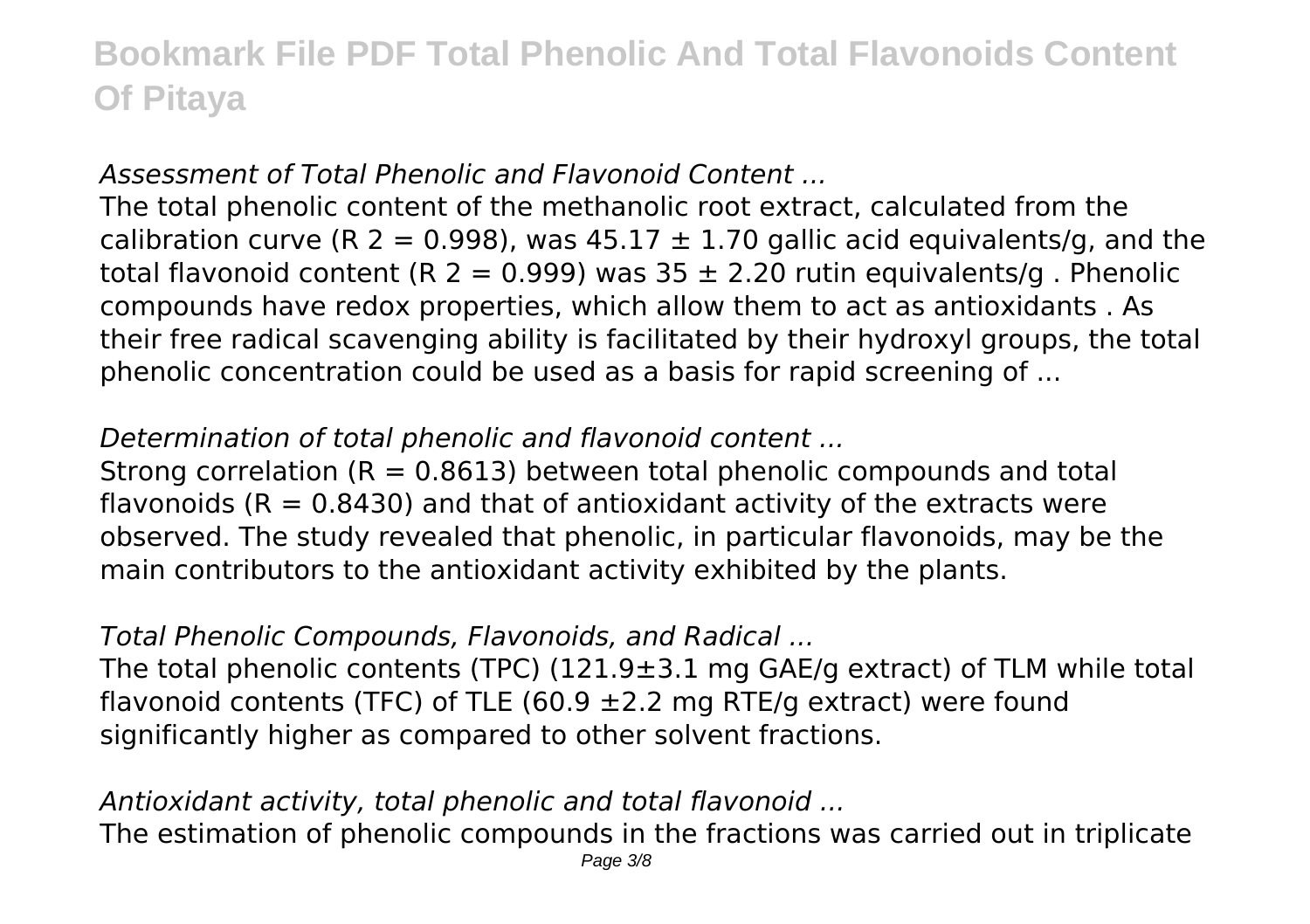*Assessment of Total Phenolic and Flavonoid Content ...*

The total phenolic content of the methanolic root extract, calculated from the calibration curve ($R^2 = 0.998$), was $45.17 \pm 1.70$ gallic acid equivalents/g, and the total flavonoid content ($R^2 = 0.999$) was $35 \pm 2.20$ rutin equivalents/g . Phenolic compounds have redox properties, which allow them to act as antioxidants . As their free radical scavenging ability is facilitated by their hydroxyl groups, the total phenolic concentration could be used as a basis for rapid screening of ...

*Determination of total phenolic and flavonoid content ...*

Strong correlation ($R = 0.8613$) between total phenolic compounds and total flavonoids ($R = 0.8430$) and that of antioxidant activity of the extracts were observed. The study revealed that phenolic, in particular flavonoids, may be the main contributors to the antioxidant activity exhibited by the plants.

*Total Phenolic Compounds, Flavonoids, and Radical ...*

The total phenolic contents (TPC) ($121.9 \pm 3.1$ mg GAE/g extract) of TLM while total flavonoid contents (TFC) of TLE ($60.9 \pm 2.2$ mg RTE/g extract) were found significantly higher as compared to other solvent fractions.

*Antioxidant activity, total phenolic and total flavonoid ...*

The estimation of phenolic compounds in the fractions was carried out in triplicate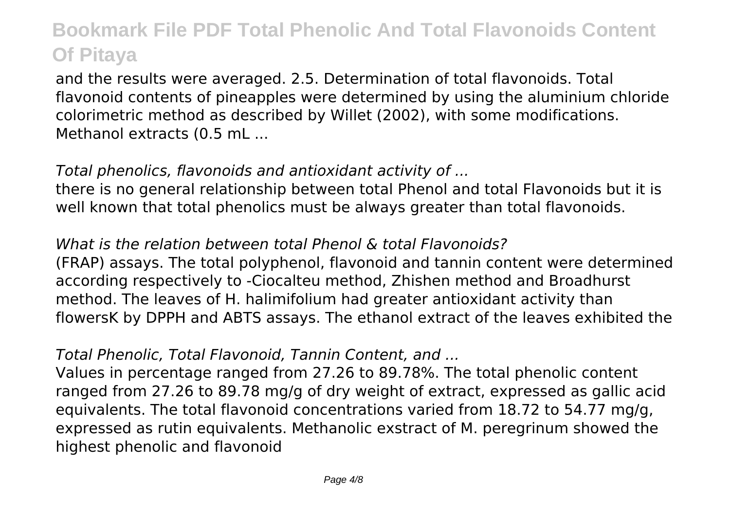and the results were averaged. 2.5. Determination of total flavonoids. Total flavonoid contents of pineapples were determined by using the aluminium chloride colorimetric method as described by Willet (2002), with some modifications. Methanol extracts (0.5 mL ...

*Total phenolics, flavonoids and antioxidant activity of ...*

there is no general relationship between total Phenol and total Flavonoids but it is well known that total phenolics must be always greater than total flavonoids.

*What is the relation between total Phenol & total Flavonoids?*

(FRAP) assays. The total polyphenol, flavonoid and tannin content were determined according respectively to -Ciocalteu method, Zhishen method and Broadhurst method. The leaves of H. halimifolium had greater antioxidant activity than flowersK by DPPH and ABTS assays. The ethanol extract of the leaves exhibited the

*Total Phenolic, Total Flavonoid, Tannin Content, and ...*

Values in percentage ranged from 27.26 to 89.78%. The total phenolic content ranged from 27.26 to 89.78 mg/g of dry weight of extract, expressed as gallic acid equivalents. The total flavonoid concentrations varied from 18.72 to 54.77 mg/g, expressed as rutin equivalents. Methanolic exstract of M. peregrinum showed the highest phenolic and flavonoid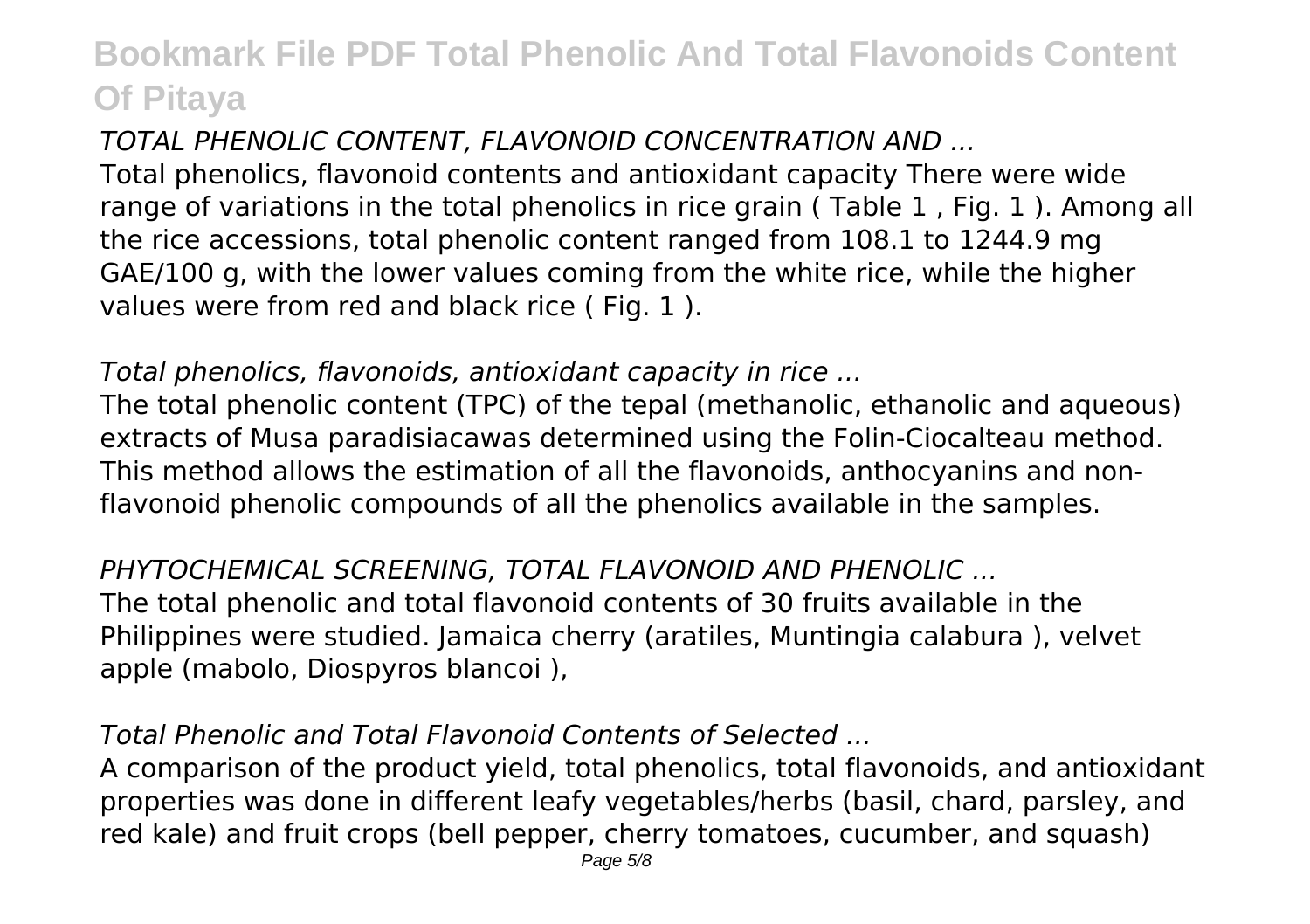*TOTAL PHENOLIC CONTENT, FLAVONOID CONCENTRATION AND ...*

Total phenolics, flavonoid contents and antioxidant capacity There were wide range of variations in the total phenolics in rice grain ( Table 1 , Fig. 1 ). Among all the rice accessions, total phenolic content ranged from 108.1 to 1244.9 mg GAE/100 g, with the lower values coming from the white rice, while the higher values were from red and black rice ( Fig. 1 ).

*Total phenolics, flavonoids, antioxidant capacity in rice ...*

The total phenolic content (TPC) of the tepal (methanolic, ethanolic and aqueous) extracts of Musa paradisiacawas determined using the Folin-Ciocalteau method. This method allows the estimation of all the flavonoids, anthocyanins and non-flavonoid phenolic compounds of all the phenolics available in the samples.

*PHYTOCHEMICAL SCREENING, TOTAL FLAVONOID AND PHENOLIC ...*

The total phenolic and total flavonoid contents of 30 fruits available in the Philippines were studied. Jamaica cherry (aratiles, Muntingia calabura ), velvet apple (mabolo, Diospyros blancoi ),

*Total Phenolic and Total Flavonoid Contents of Selected ...*

A comparison of the product yield, total phenolics, total flavonoids, and antioxidant properties was done in different leafy vegetables/herbs (basil, chard, parsley, and red kale) and fruit crops (bell pepper, cherry tomatoes, cucumber, and squash)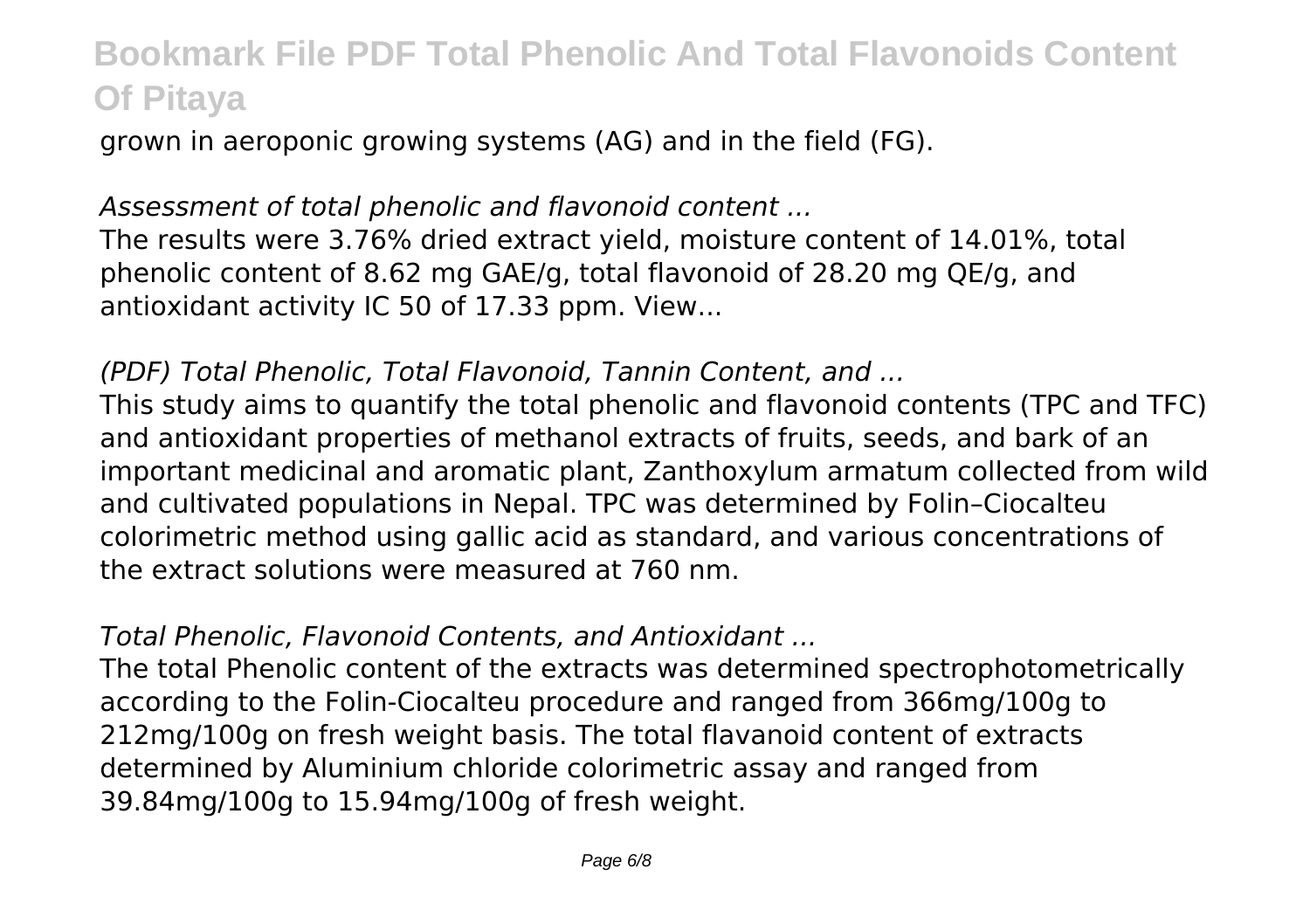grown in aeroponic growing systems (AG) and in the field (FG).

*Assessment of total phenolic and flavonoid content ...*

The results were 3.76% dried extract yield, moisture content of 14.01%, total phenolic content of 8.62 mg GAE/g, total flavonoid of 28.20 mg QE/g, and antioxidant activity IC 50 of 17.33 ppm. View...

*(PDF) Total Phenolic, Total Flavonoid, Tannin Content, and ...*

This study aims to quantify the total phenolic and flavonoid contents (TPC and TFC) and antioxidant properties of methanol extracts of fruits, seeds, and bark of an important medicinal and aromatic plant, Zanthoxylum armatum collected from wild and cultivated populations in Nepal. TPC was determined by Folin–Ciocalteu colorimetric method using gallic acid as standard, and various concentrations of the extract solutions were measured at 760 nm.

*Total Phenolic, Flavonoid Contents, and Antioxidant ...*

The total Phenolic content of the extracts was determined spectrophotometrically according to the Folin-Ciocalteu procedure and ranged from 366mg/100g to 212mg/100g on fresh weight basis. The total flavanoid content of extracts determined by Aluminium chloride colorimetric assay and ranged from 39.84mg/100g to 15.94mg/100g of fresh weight.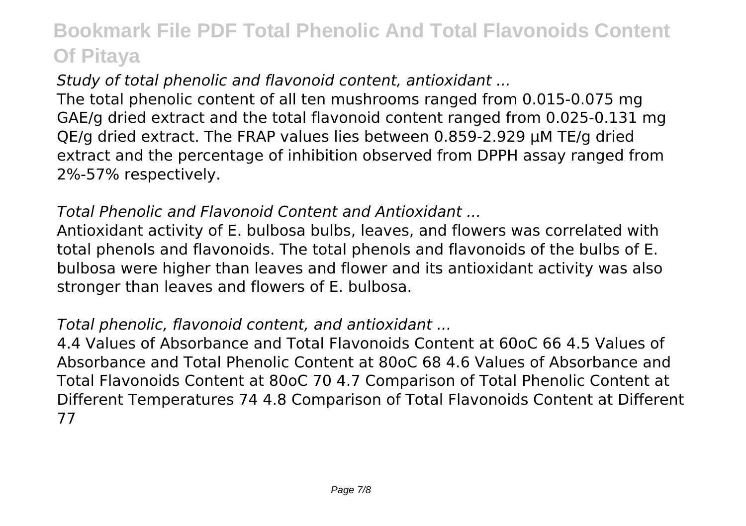*Study of total phenolic and flavonoid content, antioxidant ...*

The total phenolic content of all ten mushrooms ranged from 0.015-0.075 mg GAE/g dried extract and the total flavonoid content ranged from 0.025-0.131 mg QE/g dried extract. The FRAP values lies between 0.859-2.929 µM TE/g dried extract and the percentage of inhibition observed from DPPH assay ranged from 2%-57% respectively.

*Total Phenolic and Flavonoid Content and Antioxidant ...*

Antioxidant activity of E. bulbosa bulbs, leaves, and flowers was correlated with total phenols and flavonoids. The total phenols and flavonoids of the bulbs of E. bulbosa were higher than leaves and flower and its antioxidant activity was also stronger than leaves and flowers of E. bulbosa.

*Total phenolic, flavonoid content, and antioxidant ...*

4.4 Values of Absorbance and Total Flavonoids Content at 60oC 66 4.5 Values of Absorbance and Total Phenolic Content at 80oC 68 4.6 Values of Absorbance and Total Flavonoids Content at 80oC 70 4.7 Comparison of Total Phenolic Content at Different Temperatures 74 4.8 Comparison of Total Flavonoids Content at Different 77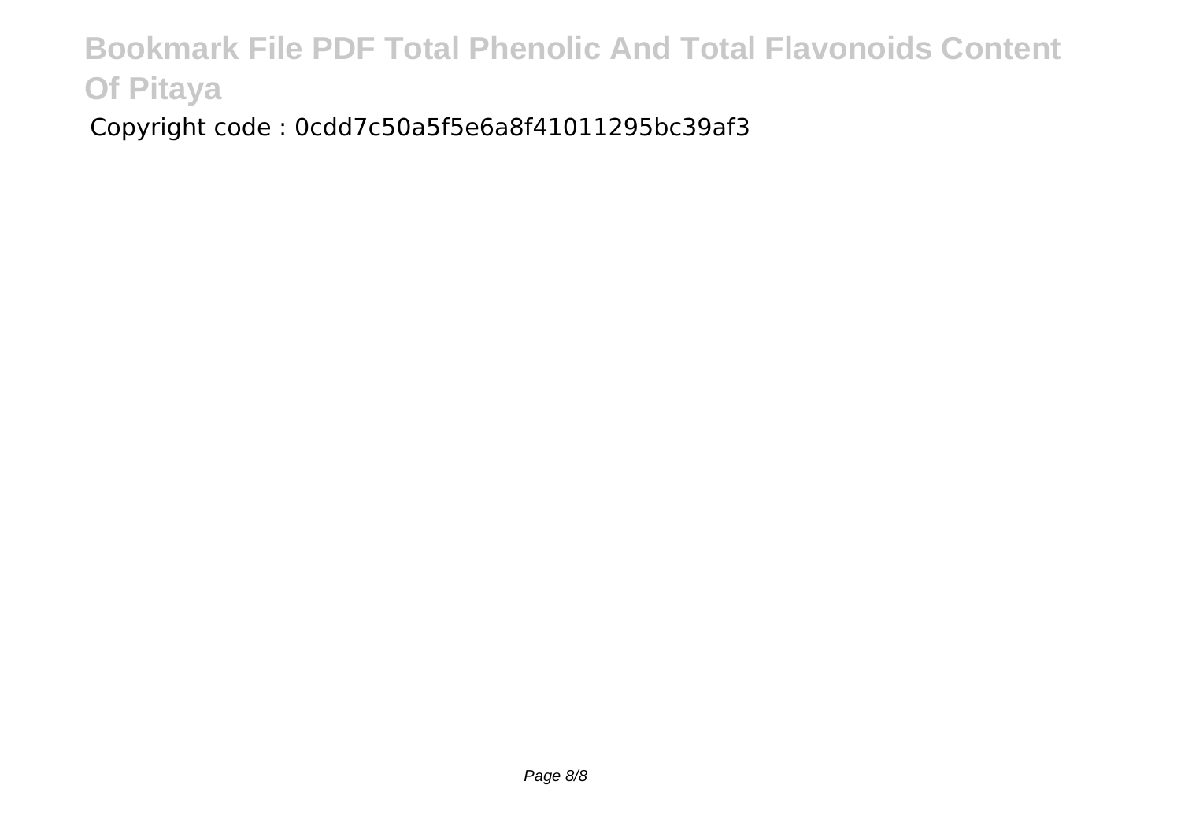Copyright code : 0cdd7c50a5f5e6a8f41011295bc39af3